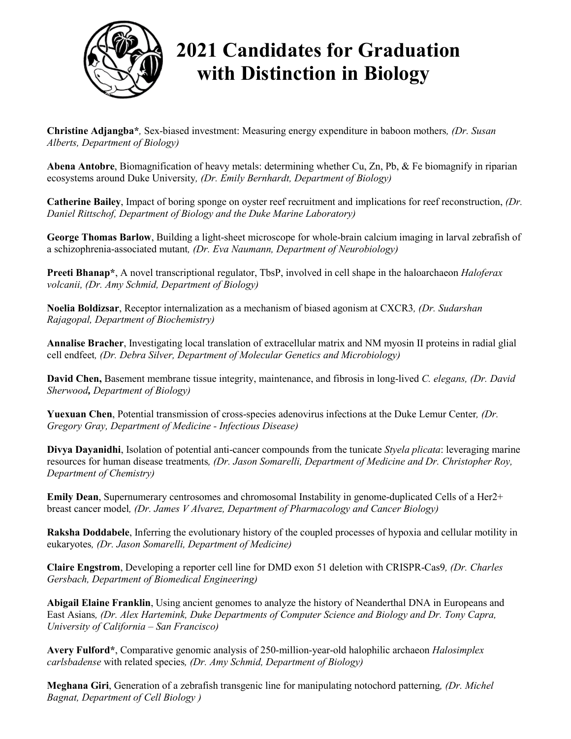# 2021 Candidates for Graduation with Distinction in Biology

**Christine Adjangba***, Sex-biased investment: Measuring energy expenditure in baboon mothers*, (Dr. Susan Alberts, Department of Biology)*

**Abena Antobre**, Biomagnification of heavy metals: determining whether Cu, Zn, Pb, & Fe biomagnify in riparian ecosystems around Duke University*, (Dr. Emily Bernhardt, Department of Biology)*

**Catherine Bailey**, Impact of boring sponge on oyster reef recruitment and implications for reef reconstruction, *(Dr. Daniel Rittschof, Department of Biology and the Duke Marine Laboratory)*

**George Thomas Barlow**, Building a light-sheet microscope for whole-brain calcium imaging in larval zebrafish of a schizophrenia-associated mutant*, (Dr. Eva Naumann, Department of Neurobiology)*

**Preeti Bhanap***, A novel transcriptional regulator, TbsP, involved in cell shape in the haloarchaeon *Haloferax volcanii, (Dr. Amy Schmid, Department of Biology)*

**Noelia Boldizsar**, Receptor internalization as a mechanism of biased agonism at CXCR3*, (Dr. Sudarshan Rajagopal, Department of Biochemistry)*

**Annalise Bracher**, Investigating local translation of extracellular matrix and NM myosin II proteins in radial glial cell endfeet*, (Dr. Debra Silver, Department of Molecular Genetics and Microbiology)*

**David Chen,** Basement membrane tissue integrity, maintenance, and fibrosis in long-lived *C. elegans, (Dr. David Sherwood*, *Department of Biology)*

**Yuexuan Chen**, Potential transmission of cross-species adenovirus infections at the Duke Lemur Center*, (Dr. Gregory Gray, Department of Medicine - Infectious Disease)*

**Divya Dayanidhi**, Isolation of potential anti-cancer compounds from the tunicate *Styela plicata*: leveraging marine resources for human disease treatments*, (Dr. Jason Somarelli, Department of Medicine and Dr. Christopher Roy, Department of Chemistry)*

**Emily Dean**, Supernumerary centrosomes and chromosomal Instability in genome-duplicated Cells of a Her2+ breast cancer model*, (Dr. James V Alvarez, Department of Pharmacology and Cancer Biology)*

**Raksha Doddabele**, Inferring the evolutionary history of the coupled processes of hypoxia and cellular motility in eukaryotes*, (Dr. Jason Somarelli, Department of Medicine)*

**Claire Engstrom**, Developing a reporter cell line for DMD exon 51 deletion with CRISPR-Cas9*, (Dr. Charles Gersbach, Department of Biomedical Engineering)*

**Abigail Elaine Franklin**, Using ancient genomes to analyze the history of Neanderthal DNA in Europeans and East Asians*, (Dr. Alex Hartemink, Duke Departments of Computer Science and Biology and Dr. Tony Capra, University of California – San Francisco)*

**Avery Fulford***, Comparative genomic analysis of 250-million-year-old halophilic archaeon *Halosimplex carlsbadense* with related species*, (Dr. Amy Schmid, Department of Biology)*

**Meghana Giri**, Generation of a zebrafish transgenic line for manipulating notochord patterning*, (Dr. Michel Bagnat, Department of Cell Biology )*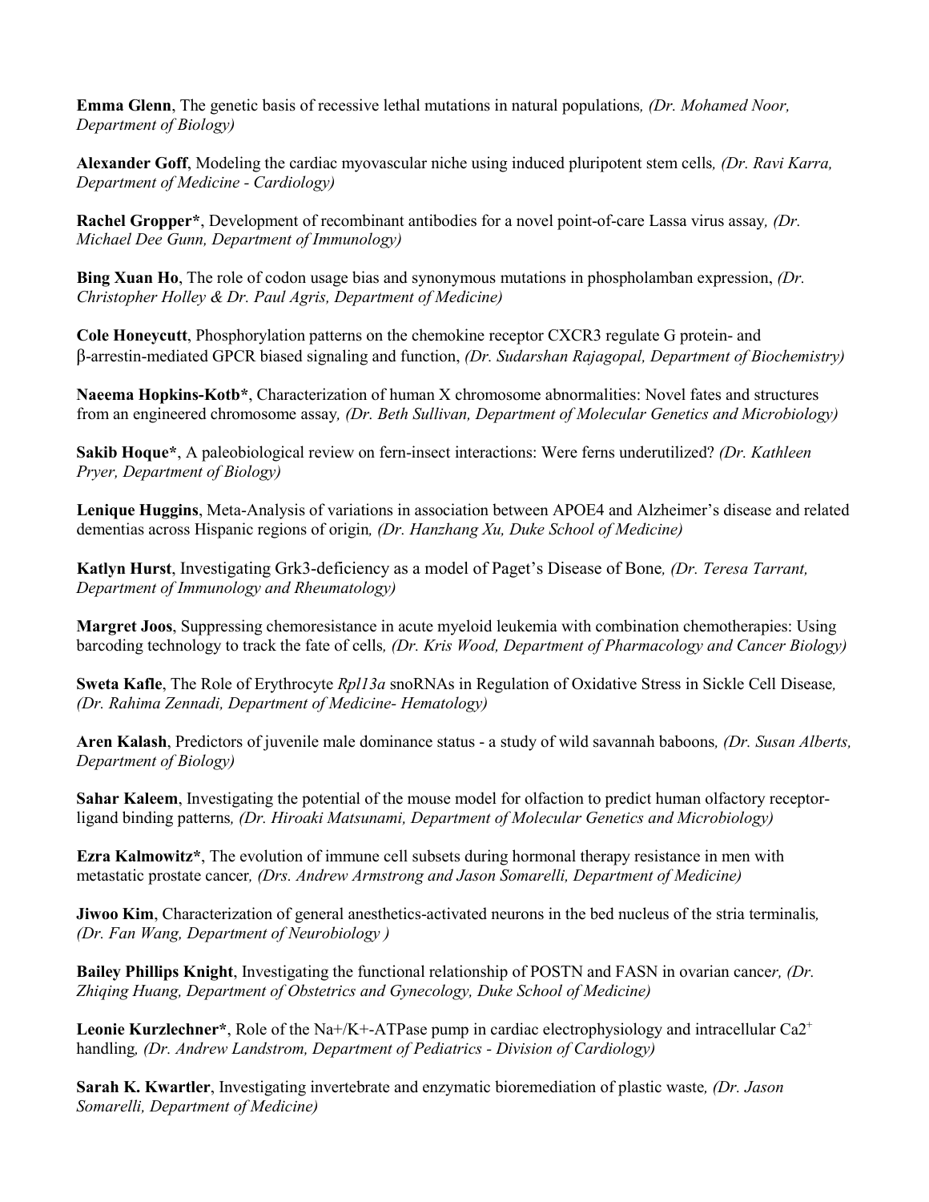**Emma Glenn**, The genetic basis of recessive lethal mutations in natural populations*, (Dr. Mohamed Noor, Department of Biology)*

**Alexander Goff**, Modeling the cardiac myovascular niche using induced pluripotent stem cells*, (Dr. Ravi Karra, Department of Medicine - Cardiology)*

**Rachel Gropper***, Development of recombinant antibodies for a novel point-of-care Lassa virus assay*, (Dr. Michael Dee Gunn, Department of Immunology)*

**Bing Xuan Ho**, The role of codon usage bias and synonymous mutations in phospholamban expression, *(Dr. Christopher Holley & Dr. Paul Agris, Department of Medicine)*

**Cole Honeycutt**, Phosphorylation patterns on the chemokine receptor CXCR3 regulate G protein- and β-arrestin-mediated GPCR biased signaling and function, *(Dr. Sudarshan Rajagopal, Department of Biochemistry)*

**Naeema Hopkins-Kotb***, Characterization of human X chromosome abnormalities: Novel fates and structures from an engineered chromosome assay*, (Dr. Beth Sullivan, Department of Molecular Genetics and Microbiology)*

**Sakib Hoque***, A paleobiological review on fern-insect interactions: Were ferns underutilized? *(Dr. Kathleen Pryer, Department of Biology)*

**Lenique Huggins**, Meta-Analysis of variations in association between APOE4 and Alzheimer's disease and related dementias across Hispanic regions of origin*, (Dr. Hanzhang Xu, Duke School of Medicine)*

**Katlyn Hurst**, Investigating Grk3-deficiency as a model of Paget's Disease of Bone*, (Dr. Teresa Tarrant, Department of Immunology and Rheumatology)*

**Margret Joos**, Suppressing chemoresistance in acute myeloid leukemia with combination chemotherapies: Using barcoding technology to track the fate of cells*, (Dr. Kris Wood, Department of Pharmacology and Cancer Biology)*

**Sweta Kafle**, The Role of Erythrocyte *Rpl13a* snoRNAs in Regulation of Oxidative Stress in Sickle Cell Disease*, (Dr. Rahima Zennadi, Department of Medicine- Hematology)*

**Aren Kalash**, Predictors of juvenile male dominance status - a study of wild savannah baboons*, (Dr. Susan Alberts, Department of Biology)*

**Sahar Kaleem**, Investigating the potential of the mouse model for olfaction to predict human olfactory receptor-ligand binding patterns*, (Dr. Hiroaki Matsunami, Department of Molecular Genetics and Microbiology)*

**Ezra Kalmowitz***, The evolution of immune cell subsets during hormonal therapy resistance in men with metastatic prostate cancer*, (Drs. Andrew Armstrong and Jason Somarelli, Department of Medicine)*

**Jiwoo Kim**, Characterization of general anesthetics-activated neurons in the bed nucleus of the stria terminalis*, (Dr. Fan Wang, Department of Neurobiology )*

**Bailey Phillips Knight**, Investigating the functional relationship of POSTN and FASN in ovarian cance*r, (Dr. Zhiqing Huang, Department of Obstetrics and Gynecology, Duke School of Medicine)*

**Leonie Kurzlechner***, Role of the Na+/K+-ATPase pump in cardiac electrophysiology and intracellular $Ca2^{+}$ handling*, (Dr. Andrew Landstrom, Department of Pediatrics - Division of Cardiology)*

**Sarah K. Kwartler**, Investigating invertebrate and enzymatic bioremediation of plastic waste*, (Dr. Jason Somarelli, Department of Medicine)*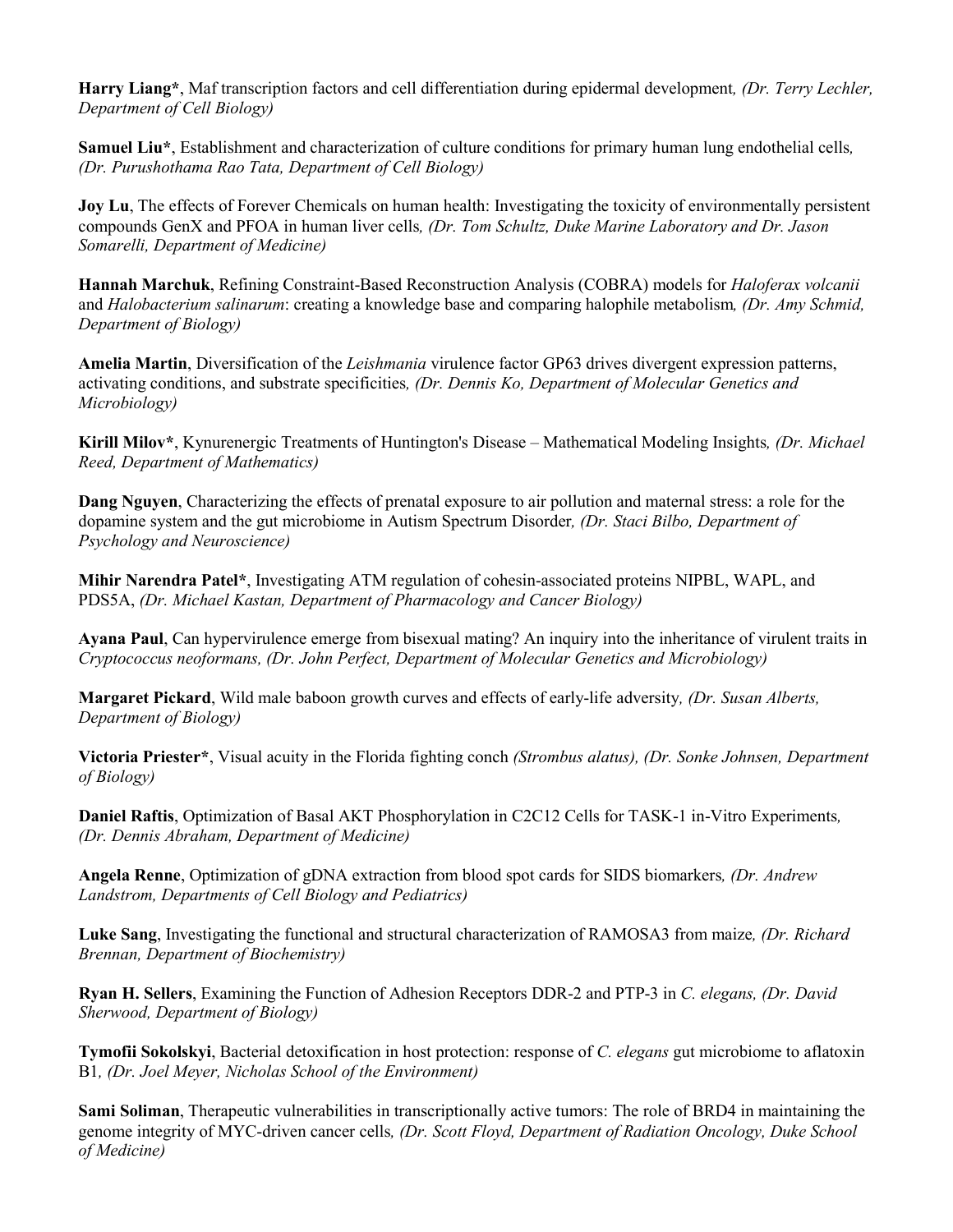**Harry Liang***, Maf transcription factors and cell differentiation during epidermal development*, (Dr. Terry Lechler, Department of Cell Biology)*

**Samuel Liu***, Establishment and characterization of culture conditions for primary human lung endothelial cells*, (Dr. Purushothama Rao Tata, Department of Cell Biology)*

**Joy Lu**, The effects of Forever Chemicals on human health: Investigating the toxicity of environmentally persistent compounds GenX and PFOA in human liver cells*, (Dr. Tom Schultz, Duke Marine Laboratory and Dr. Jason Somarelli, Department of Medicine)*

**Hannah Marchuk**, Refining Constraint-Based Reconstruction Analysis (COBRA) models for *Haloferax volcanii* and *Halobacterium salinarum*: creating a knowledge base and comparing halophile metabolism*, (Dr. Amy Schmid, Department of Biology)*

**Amelia Martin**, Diversification of the *Leishmania* virulence factor GP63 drives divergent expression patterns, activating conditions, and substrate specificities*, (Dr. Dennis Ko, Department of Molecular Genetics and Microbiology)*

**Kirill Milov***, Kynurenergic Treatments of Huntington's Disease – Mathematical Modeling Insights*, (Dr. Michael Reed, Department of Mathematics)*

**Dang Nguyen**, Characterizing the effects of prenatal exposure to air pollution and maternal stress: a role for the dopamine system and the gut microbiome in Autism Spectrum Disorder*, (Dr. Staci Bilbo, Department of Psychology and Neuroscience)*

**Mihir Narendra Patel***, Investigating ATM regulation of cohesin-associated proteins NIPBL, WAPL, and PDS5A, *(Dr. Michael Kastan, Department of Pharmacology and Cancer Biology)*

**Ayana Paul**, Can hypervirulence emerge from bisexual mating? An inquiry into the inheritance of virulent traits in *Cryptococcus neoformans, (Dr. John Perfect, Department of Molecular Genetics and Microbiology)*

**Margaret Pickard**, Wild male baboon growth curves and effects of early-life adversity*, (Dr. Susan Alberts, Department of Biology)*

**Victoria Priester***, Visual acuity in the Florida fighting conch *(Strombus alatus), (Dr. Sonke Johnsen, Department of Biology)*

**Daniel Raftis**, Optimization of Basal AKT Phosphorylation in C2C12 Cells for TASK-1 in-Vitro Experiments*, (Dr. Dennis Abraham, Department of Medicine)*

**Angela Renne**, Optimization of gDNA extraction from blood spot cards for SIDS biomarkers*, (Dr. Andrew Landstrom, Departments of Cell Biology and Pediatrics)*

**Luke Sang**, Investigating the functional and structural characterization of RAMOSA3 from maize*, (Dr. Richard Brennan, Department of Biochemistry)*

**Ryan H. Sellers**, Examining the Function of Adhesion Receptors DDR-2 and PTP-3 in *C. elegans, (Dr. David Sherwood, Department of Biology)*

**Tymofii Sokolskyi**, Bacterial detoxification in host protection: response of *C. elegans* gut microbiome to aflatoxin B1*, (Dr. Joel Meyer, Nicholas School of the Environment)*

**Sami Soliman**, Therapeutic vulnerabilities in transcriptionally active tumors: The role of BRD4 in maintaining the genome integrity of MYC-driven cancer cells*, (Dr. Scott Floyd, Department of Radiation Oncology, Duke School of Medicine)*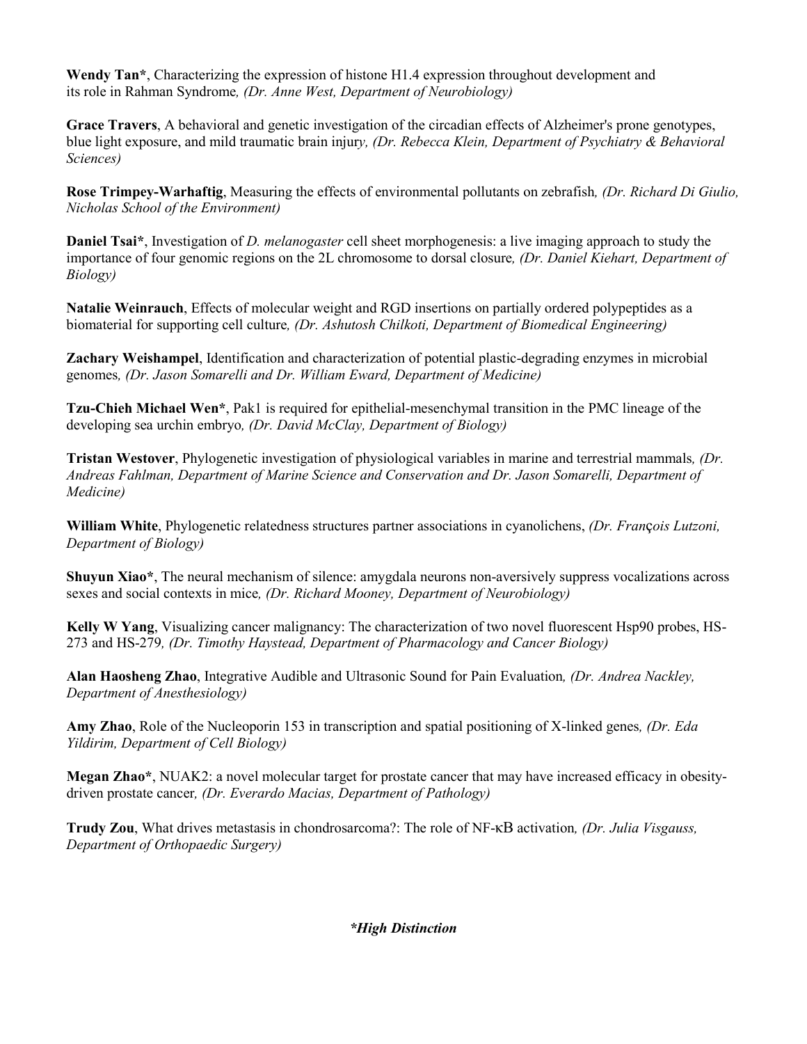**Wendy Tan***, Characterizing the expression of histone H1.4 expression throughout development and its role in Rahman Syndrome*, (Dr. Anne West, Department of Neurobiology)*

**Grace Travers**, A behavioral and genetic investigation of the circadian effects of Alzheimer's prone genotypes, blue light exposure, and mild traumatic brain injur*y, (Dr. Rebecca Klein, Department of Psychiatry & Behavioral Sciences)*

**Rose Trimpey-Warhaftig**, Measuring the effects of environmental pollutants on zebrafish*, (Dr. Richard Di Giulio, Nicholas School of the Environment)*

**Daniel Tsai***, Investigation of *D. melanogaster* cell sheet morphogenesis: a live imaging approach to study the importance of four genomic regions on the 2L chromosome to dorsal closure*, (Dr. Daniel Kiehart, Department of Biology)*

**Natalie Weinrauch**, Effects of molecular weight and RGD insertions on partially ordered polypeptides as a biomaterial for supporting cell culture*, (Dr. Ashutosh Chilkoti, Department of Biomedical Engineering)*

**Zachary Weishampel**, Identification and characterization of potential plastic-degrading enzymes in microbial genomes*, (Dr. Jason Somarelli and Dr. William Eward, Department of Medicine)*

**Tzu-Chieh Michael Wen***, Pak1 is required for epithelial-mesenchymal transition in the PMC lineage of the developing sea urchin embryo*, (Dr. David McClay, Department of Biology)*

**Tristan Westover**, Phylogenetic investigation of physiological variables in marine and terrestrial mammals*, (Dr. Andreas Fahlman, Department of Marine Science and Conservation and Dr. Jason Somarelli, Department of Medicine)*

**William White**, Phylogenetic relatedness structures partner associations in cyanolichens, *(Dr. François Lutzoni, Department of Biology)*

**Shuyun Xiao***, The neural mechanism of silence: amygdala neurons non-aversively suppress vocalizations across sexes and social contexts in mice*, (Dr. Richard Mooney, Department of Neurobiology)*

**Kelly W Yang**, Visualizing cancer malignancy: The characterization of two novel fluorescent Hsp90 probes, HS-273 and HS-279*, (Dr. Timothy Haystead, Department of Pharmacology and Cancer Biology)*

**Alan Haosheng Zhao**, Integrative Audible and Ultrasonic Sound for Pain Evaluation*, (Dr. Andrea Nackley, Department of Anesthesiology)*

**Amy Zhao**, Role of the Nucleoporin 153 in transcription and spatial positioning of X-linked genes*, (Dr. Eda Yildirim, Department of Cell Biology)*

**Megan Zhao***, NUAK2: a novel molecular target for prostate cancer that may have increased efficacy in obesity-driven prostate cancer*, (Dr. Everardo Macias, Department of Pathology)*

**Trudy Zou**, What drives metastasis in chondrosarcoma?: The role of NF-κB activation*, (Dr. Julia Visgauss, Department of Orthopaedic Surgery)*

***High Distinction***